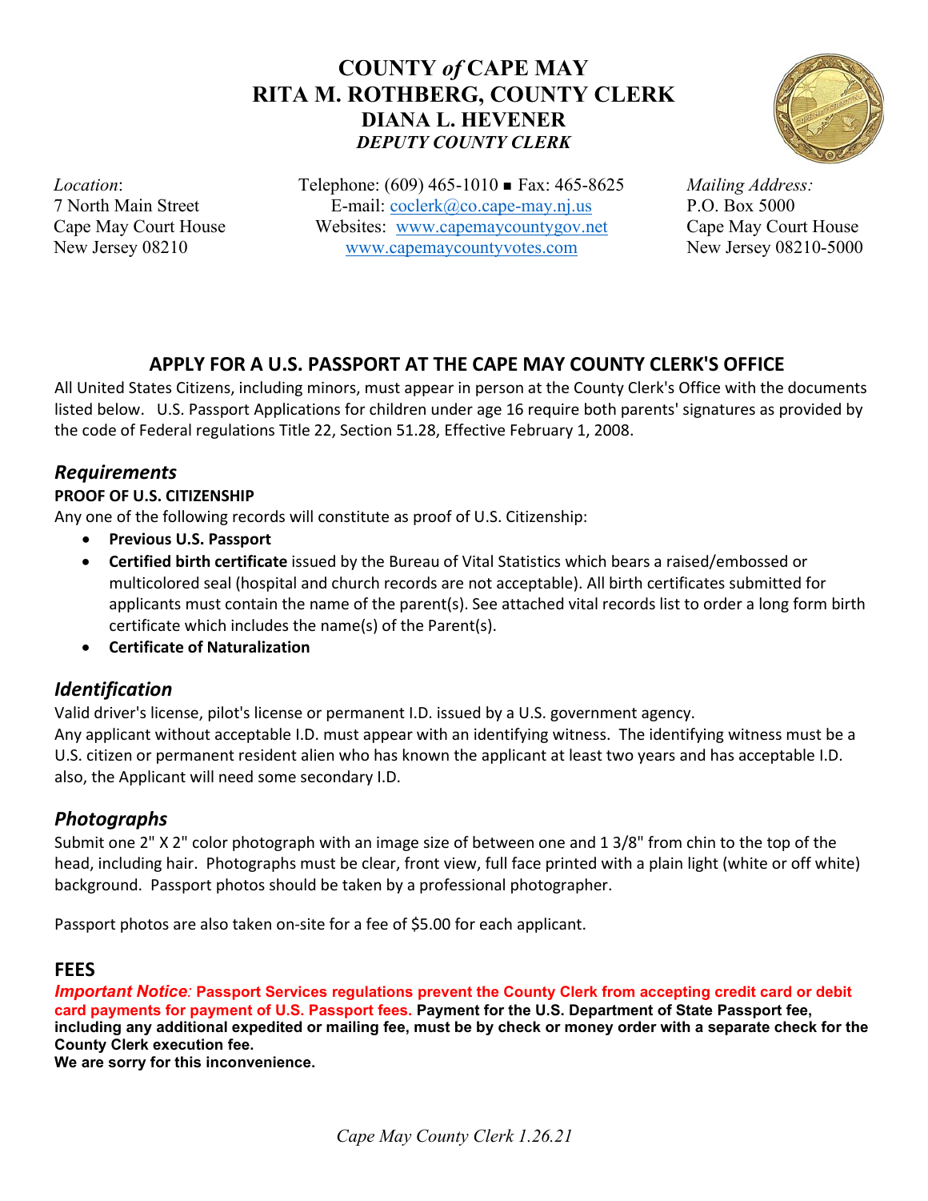# COUNTY *of* CAPE MAY
## RITA M. ROTHBERG, COUNTY CLERK
### DIANA L. HEVENER
***DEPUTY COUNTY CLERK***

*Location*:
7 North Main Street
Cape May Court House
New Jersey 08210

Telephone: (609) 465-1010 ■ Fax: 465-8625
E-mail: coclerk@co.cape-may.nj.us
Websites: www.capemaycountygov.net
www.capemaycountyvotes.com

*Mailing Address:*
P.O. Box 5000
Cape May Court House
New Jersey 08210-5000

## APPLY FOR A U.S. PASSPORT AT THE CAPE MAY COUNTY CLERK'S OFFICE

All United States Citizens, including minors, must appear in person at the County Clerk's Office with the documents listed below. U.S. Passport Applications for children under age 16 require both parents' signatures as provided by the code of Federal regulations Title 22, Section 51.28, Effective February 1, 2008.

## *Requirements*

**PROOF OF U.S. CITIZENSHIP**

Any one of the following records will constitute as proof of U.S. Citizenship:

- **Previous U.S. Passport**
- **Certified birth certificate** issued by the Bureau of Vital Statistics which bears a raised/embossed or multicolored seal (hospital and church records are not acceptable). All birth certificates submitted for applicants must contain the name of the parent(s). See attached vital records list to order a long form birth certificate which includes the name(s) of the Parent(s).
- **Certificate of Naturalization**

## *Identification*

Valid driver's license, pilot's license or permanent I.D. issued by a U.S. government agency.
Any applicant without acceptable I.D. must appear with an identifying witness. The identifying witness must be a U.S. citizen or permanent resident alien who has known the applicant at least two years and has acceptable I.D. also, the Applicant will need some secondary I.D.

## *Photographs*

Submit one 2" X 2" color photograph with an image size of between one and 1 3/8" from chin to the top of the head, including hair. Photographs must be clear, front view, full face printed with a plain light (white or off white) background. Passport photos should be taken by a professional photographer.

Passport photos are also taken on-site for a fee of $5.00 for each applicant.

## FEES

***Important Notice*: Passport Services regulations prevent the County Clerk from accepting credit card or debit card payments for payment of U.S. Passport fees. Payment for the U.S. Department of State Passport fee, including any additional expedited or mailing fee, must be by check or money order with a separate check for the County Clerk execution fee.**
**We are sorry for this inconvenience.**

*Cape May County Clerk 1.26.21*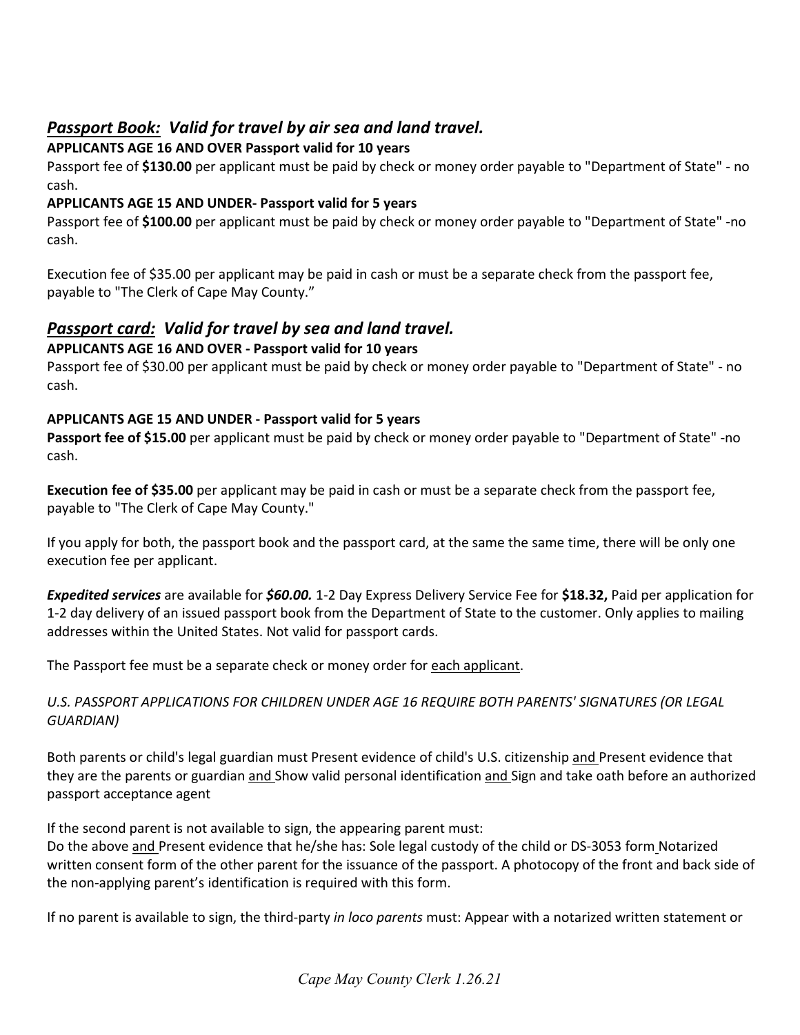## ***Passport Book:*** *Valid for travel by air sea and land travel.*

**APPLICANTS AGE 16 AND OVER Passport valid for 10 years**

Passport fee of **$130.00** per applicant must be paid by check or money order payable to "Department of State" - no cash.

**APPLICANTS AGE 15 AND UNDER- Passport valid for 5 years**

Passport fee of **$100.00** per applicant must be paid by check or money order payable to "Department of State" -no cash.

Execution fee of $35.00 per applicant may be paid in cash or must be a separate check from the passport fee, payable to "The Clerk of Cape May County."

## ***Passport card:*** *Valid for travel by sea and land travel.*

**APPLICANTS AGE 16 AND OVER - Passport valid for 10 years**

Passport fee of $30.00 per applicant must be paid by check or money order payable to "Department of State" - no cash.

**APPLICANTS AGE 15 AND UNDER - Passport valid for 5 years**

**Passport fee of $15.00** per applicant must be paid by check or money order payable to "Department of State" -no cash.

**Execution fee of $35.00** per applicant may be paid in cash or must be a separate check from the passport fee, payable to "The Clerk of Cape May County."

If you apply for both, the passport book and the passport card, at the same the same time, there will be only one execution fee per applicant.

***Expedited services*** are available for ***$60.00.*** 1-2 Day Express Delivery Service Fee for **$18.32,** Paid per application for 1-2 day delivery of an issued passport book from the Department of State to the customer. Only applies to mailing addresses within the United States. Not valid for passport cards.

The Passport fee must be a separate check or money order for each applicant.

*U.S. PASSPORT APPLICATIONS FOR CHILDREN UNDER AGE 16 REQUIRE BOTH PARENTS' SIGNATURES (OR LEGAL GUARDIAN)*

Both parents or child's legal guardian must Present evidence of child's U.S. citizenship and Present evidence that they are the parents or guardian and Show valid personal identification and Sign and take oath before an authorized passport acceptance agent

If the second parent is not available to sign, the appearing parent must:
Do the above and Present evidence that he/she has: Sole legal custody of the child or DS-3053 form Notarized written consent form of the other parent for the issuance of the passport. A photocopy of the front and back side of the non-applying parent's identification is required with this form.

If no parent is available to sign, the third-party *in loco parents* must: Appear with a notarized written statement or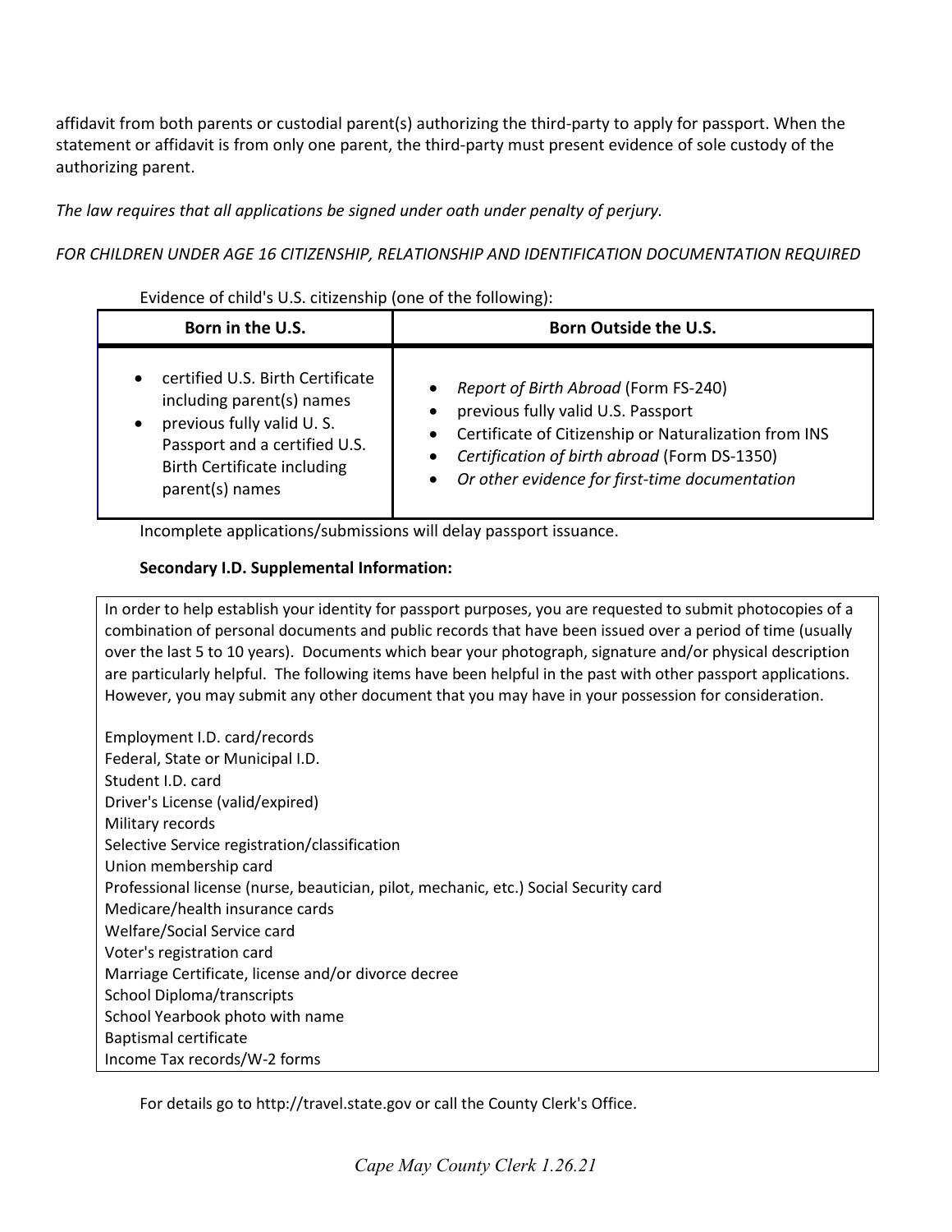affidavit from both parents or custodial parent(s) authorizing the third-party to apply for passport. When the statement or affidavit is from only one parent, the third-party must present evidence of sole custody of the authorizing parent.

*The law requires that all applications be signed under oath under penalty of perjury.*

*FOR CHILDREN UNDER AGE 16 CITIZENSHIP, RELATIONSHIP AND IDENTIFICATION DOCUMENTATION REQUIRED*

Evidence of child's U.S. citizenship (one of the following):

| Born in the U.S. | Born Outside the U.S. |
|---|---|
| • certified U.S. Birth Certificate including parent(s) names<br>• previous fully valid U. S. Passport and a certified U.S. Birth Certificate including parent(s) names | • *Report of Birth Abroad* (Form FS-240)<br>• previous fully valid U.S. Passport<br>• Certificate of Citizenship or Naturalization from INS<br>• *Certification of birth abroad* (Form DS-1350)<br>• *Or other evidence for first-time documentation* |

Incomplete applications/submissions will delay passport issuance.

**Secondary I.D. Supplemental Information:**

In order to help establish your identity for passport purposes, you are requested to submit photocopies of a combination of personal documents and public records that have been issued over a period of time (usually over the last 5 to 10 years). Documents which bear your photograph, signature and/or physical description are particularly helpful. The following items have been helpful in the past with other passport applications. However, you may submit any other document that you may have in your possession for consideration.

Employment I.D. card/records
Federal, State or Municipal I.D.
Student I.D. card
Driver's License (valid/expired)
Military records
Selective Service registration/classification
Union membership card
Professional license (nurse, beautician, pilot, mechanic, etc.) Social Security card
Medicare/health insurance cards
Welfare/Social Service card
Voter's registration card
Marriage Certificate, license and/or divorce decree
School Diploma/transcripts
School Yearbook photo with name
Baptismal certificate
Income Tax records/W-2 forms

For details go to http://travel.state.gov or call the County Clerk's Office.

*Cape May County Clerk 1.26.21*